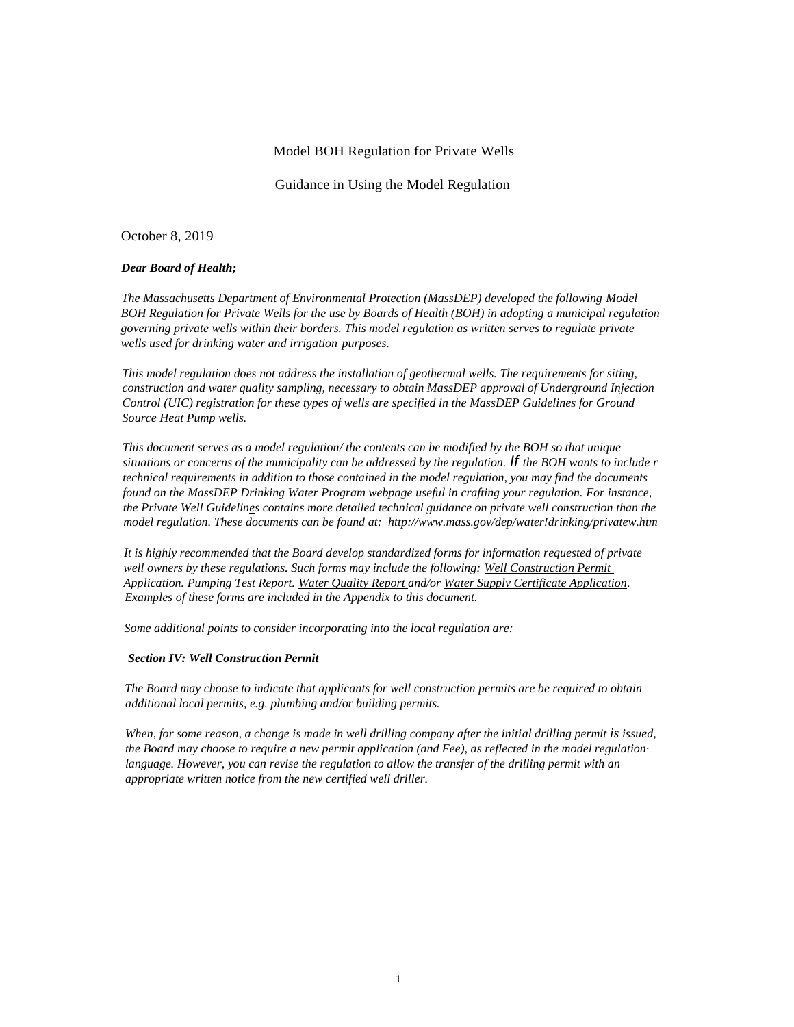Model BOH Regulation for Private Wells

Guidance in Using the Model Regulation

October 8, 2019

***Dear Board of Health;***

*The Massachusetts Department of Environmental Protection (MassDEP) developed the following Model BOH Regulation for Private Wells for the use by Boards of Health (BOH) in adopting a municipal regulation governing private wells within their borders. This model regulation as written serves to regulate private wells used for drinking water and irrigation purposes.*

*This model regulation does not address the installation of geothermal wells. The requirements for siting, construction and water quality sampling, necessary to obtain MassDEP approval of Underground Injection Control (UIC) registration for these types of wells are specified in the MassDEP Guidelines for Ground Source Heat Pump wells.*

*This document serves as a model regulation/ the contents can be modified by the BOH so that unique situations or concerns of the municipality can be addressed by the regulation. If the BOH wants to include r technical requirements in addition to those contained in the model regulation, you may find the documents found on the MassDEP Drinking Water Program webpage useful in crafting your regulation. For instance, the Private Well Guidelines contains more detailed technical guidance on private well construction than the model regulation. These documents can be found at: http://www.mass.gov/dep/water!drinking/privatew.htm*

*It is highly recommended that the Board develop standardized forms for information requested of private well owners by these regulations. Such forms may include the following: Well Construction Permit Application. Pumping Test Report. Water Quality Report and/or Water Supply Certificate Application. Examples of these forms are included in the Appendix to this document.*

*Some additional points to consider incorporating into the local regulation are:*

***Section IV: Well Construction Permit***

*The Board may choose to indicate that applicants for well construction permits are be required to obtain additional local permits, e.g. plumbing and/or building permits.*

*When, for some reason, a change is made in well drilling company after the initial drilling permit is issued, the Board may choose to require a new permit application (and Fee), as reflected in the model regulation· language. However, you can revise the regulation to allow the transfer of the drilling permit with an appropriate written notice from the new certified well driller.*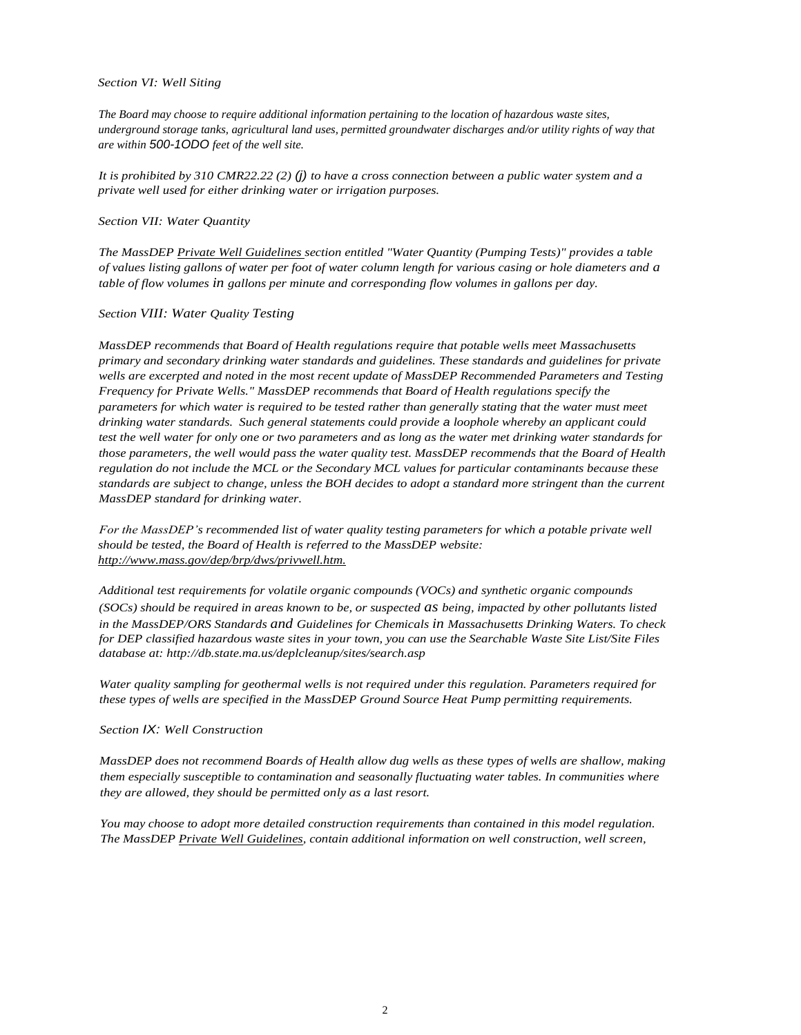*Section VI: Well Siting*

*The Board may choose to require additional information pertaining to the location of hazardous waste sites, underground storage tanks, agricultural land uses, permitted groundwater discharges and/or utility rights of way that are within 500-1ODO feet of the well site.*

*It is prohibited by 310 CMR22.22 (2) (j) to have a cross connection between a public water system and a private well used for either drinking water or irrigation purposes.*

*Section VII: Water Quantity*

*The MassDEP Private Well Guidelines section entitled "Water Quantity (Pumping Tests)" provides a table of values listing gallons of water per foot of water column length for various casing or hole diameters and a table of flow volumes in gallons per minute and corresponding flow volumes in gallons per day.*

*Section VIII: Water Quality Testing*

*MassDEP recommends that Board of Health regulations require that potable wells meet Massachusetts primary and secondary drinking water standards and guidelines. These standards and guidelines for private wells are excerpted and noted in the most recent update of MassDEP Recommended Parameters and Testing Frequency for Private Wells." MassDEP recommends that Board of Health regulations specify the parameters for which water is required to be tested rather than generally stating that the water must meet drinking water standards. Such general statements could provide a loophole whereby an applicant could test the well water for only one or two parameters and as long as the water met drinking water standards for those parameters, the well would pass the water quality test. MassDEP recommends that the Board of Health regulation do not include the MCL or the Secondary MCL values for particular contaminants because these standards are subject to change, unless the BOH decides to adopt a standard more stringent than the current MassDEP standard for drinking water.*

*For the MassDEP's recommended list of water quality testing parameters for which a potable private well should be tested, the Board of Health is referred to the MassDEP website: http://www.mass.gov/dep/brp/dws/privwell.htm.*

*Additional test requirements for volatile organic compounds (VOCs) and synthetic organic compounds (SOCs) should be required in areas known to be, or suspected as being, impacted by other pollutants listed in the MassDEP/ORS Standards and Guidelines for Chemicals in Massachusetts Drinking Waters. To check for DEP classified hazardous waste sites in your town, you can use the Searchable Waste Site List/Site Files database at: http://db.state.ma.us/deplcleanup/sites/search.asp*

*Water quality sampling for geothermal wells is not required under this regulation. Parameters required for these types of wells are specified in the MassDEP Ground Source Heat Pump permitting requirements.*

*Section IX: Well Construction*

*MassDEP does not recommend Boards of Health allow dug wells as these types of wells are shallow, making them especially susceptible to contamination and seasonally fluctuating water tables. In communities where they are allowed, they should be permitted only as a last resort.*

*You may choose to adopt more detailed construction requirements than contained in this model regulation. The MassDEP Private Well Guidelines, contain additional information on well construction, well screen,*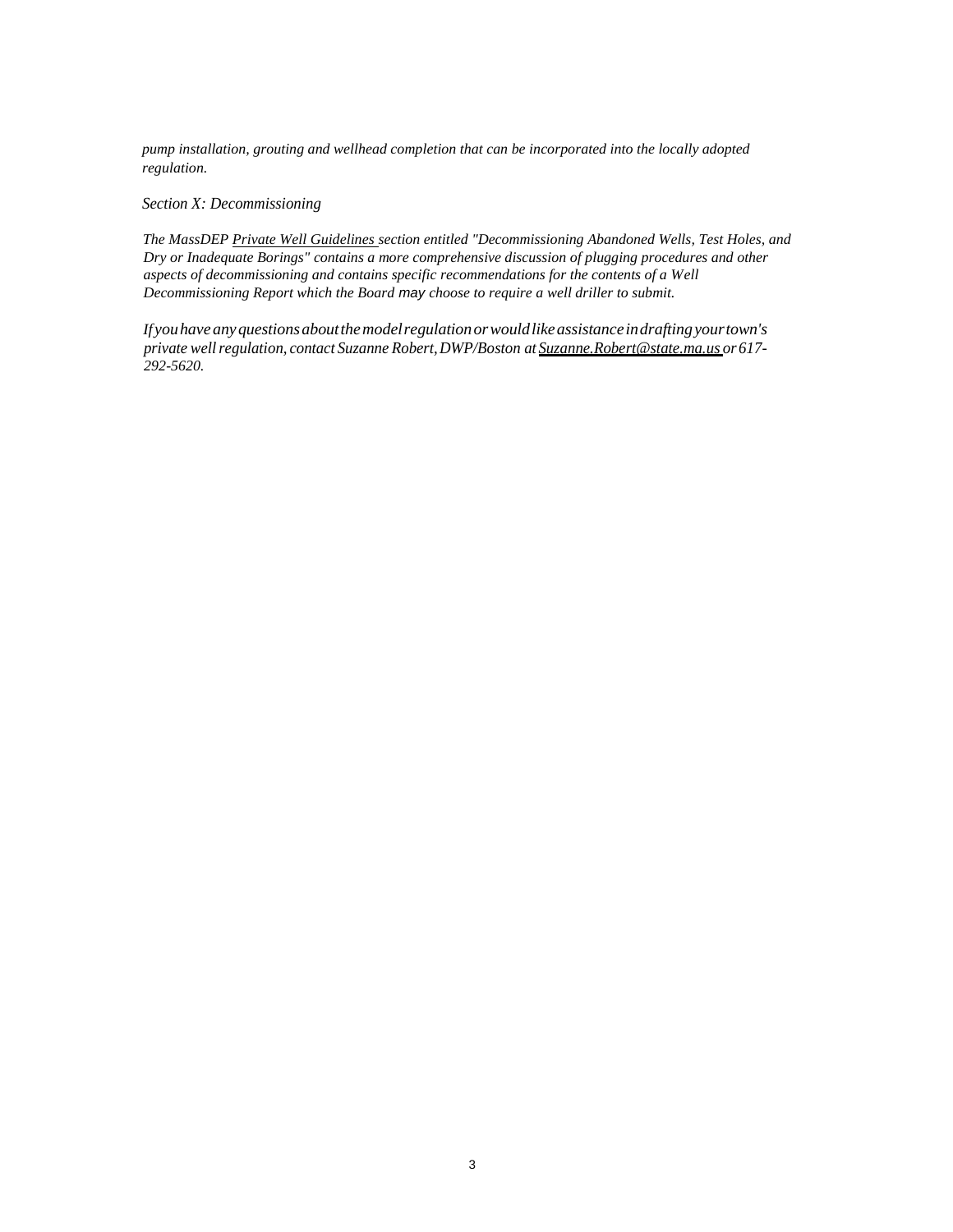*pump installation, grouting and wellhead completion that can be incorporated into the locally adopted regulation.*

*Section X: Decommissioning*

*The MassDEP Private Well Guidelines section entitled "Decommissioning Abandoned Wells, Test Holes, and Dry or Inadequate Borings" contains a more comprehensive discussion of plugging procedures and other aspects of decommissioning and contains specific recommendations for the contents of a Well Decommissioning Report which the Board may choose to require a well driller to submit.*

*If you have any questions about the model regulation or would like assistance in drafting your town's private well regulation, contact Suzanne Robert, DWP/Boston at Suzanne.Robert@state.ma.us or 617-292-5620.*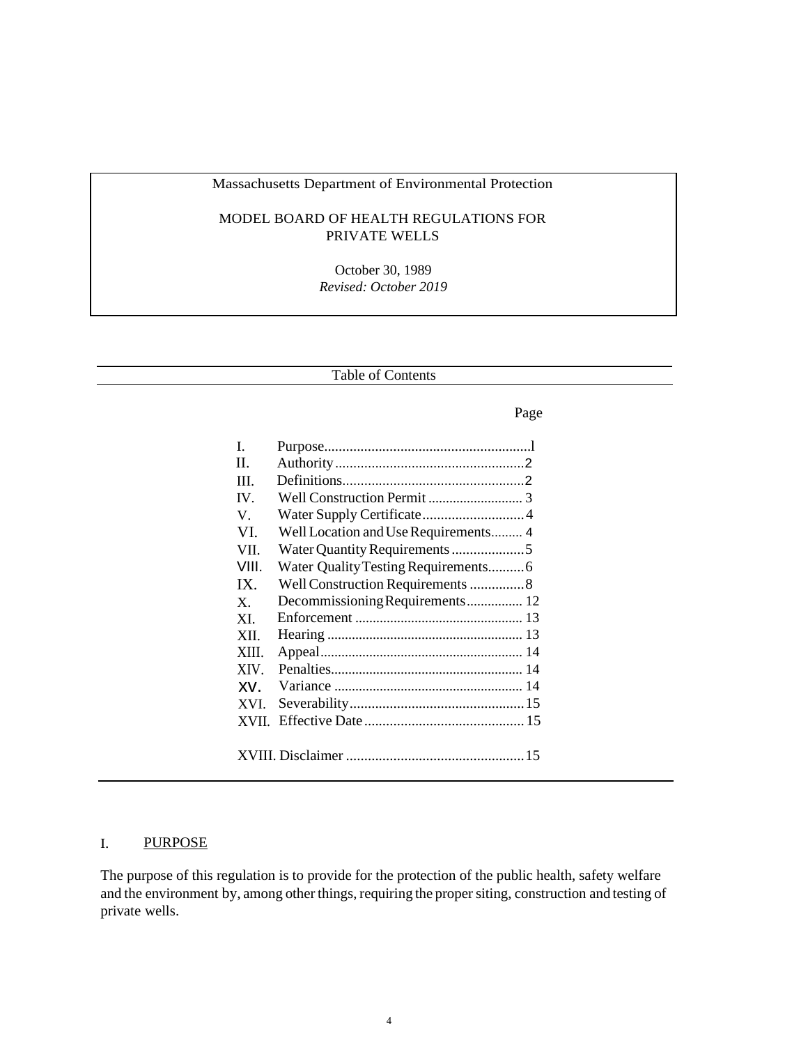Massachusetts Department of Environmental Protection

MODEL BOARD OF HEALTH REGULATIONS FOR PRIVATE WELLS

October 30, 1989
*Revised: October 2019*

## Table of Contents

| | | Page |
|---|---|---|
| I. | Purpose | l |
| II. | Authority | 2 |
| III. | Definitions | 2 |
| IV. | Well Construction Permit | 3 |
| V. | Water Supply Certificate | 4 |
| VI. | Well Location and Use Requirements | 4 |
| VII. | Water Quantity Requirements | 5 |
| VIII. | Water Quality Testing Requirements | 6 |
| IX. | Well Construction Requirements | 8 |
| X. | Decommissioning Requirements | 12 |
| XI. | Enforcement | 13 |
| XII. | Hearing | 13 |
| XIII. | Appeal | 14 |
| XIV. | Penalties | 14 |
| XV. | Variance | 14 |
| XVI. | Severability | 15 |
| XVII. | Effective Date | 15 |
| XVIII. | Disclaimer | 15 |

## I. <u>PURPOSE</u>

The purpose of this regulation is to provide for the protection of the public health, safety welfare and the environment by, among other things, requiring the proper siting, construction and testing of private wells.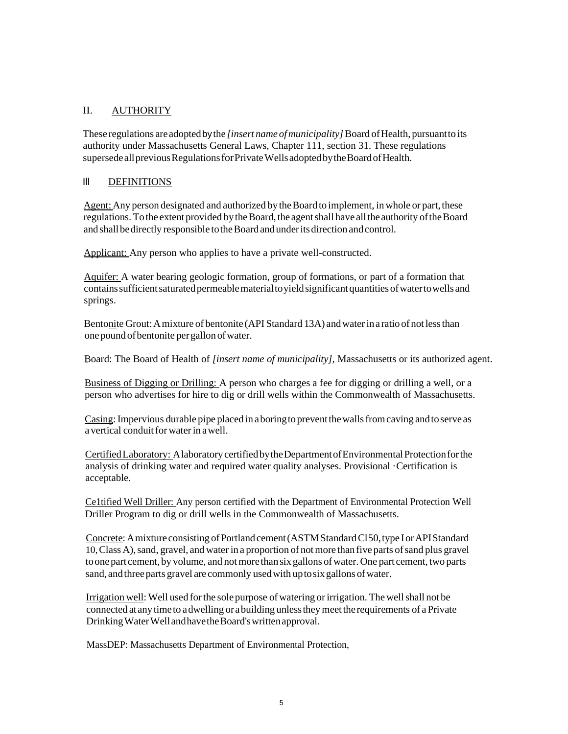## II. AUTHORITY

These regulations are adopted by the *[insert name of municipality]* Board of Health, pursuant to its authority under Massachusetts General Laws, Chapter 111, section 31. These regulations supersede all previous Regulations for Private Wells adopted by the Board of Health.

## III DEFINITIONS

Agent: Any person designated and authorized by the Board to implement, in whole or part, these regulations. To the extent provided by the Board, the agent shall have all the authority of the Board and shall be directly responsible to the Board and under its direction and control.

Applicant: Any person who applies to have a private well-constructed.

Aquifer: A water bearing geologic formation, group of formations, or part of a formation that contains sufficient saturated permeable material to yield significant quantities of water to wells and springs.

Bentonite Grout: A mixture of bentonite (API Standard 13A) and water in a ratio of not less than one pound of bentonite per gallon of water.

Board: The Board of Health of *[insert name of municipality]*, Massachusetts or its authorized agent.

Business of Digging or Drilling: A person who charges a fee for digging or drilling a well, or a person who advertises for hire to dig or drill wells within the Commonwealth of Massachusetts.

Casing: Impervious durable pipe placed in a boring to prevent the walls from caving and to serve as a vertical conduit for water in a well.

Certified Laboratory: A laboratory certified by the Department of Environmental Protection for the analysis of drinking water and required water quality analyses. Provisional ·Certification is acceptable.

Ce1tified Well Driller: Any person certified with the Department of Environmental Protection Well Driller Program to dig or drill wells in the Commonwealth of Massachusetts.

Concrete: A mixture consisting of Portland cement (ASTM Standard Cl50, type I or API Standard 10, Class A), sand, gravel, and water in a proportion of not more than five parts of sand plus gravel to one part cement, by volume, and not more than six gallons of water. One part cement, two parts sand, and three parts gravel are commonly used with up to six gallons of water.

Irrigation well: Well used for the sole purpose of watering or irrigation. The well shall not be connected at any time to a dwelling or a building unless they meet the requirements of a Private Drinking Water Well and have the Board's written approval.

MassDEP: Massachusetts Department of Environmental Protection,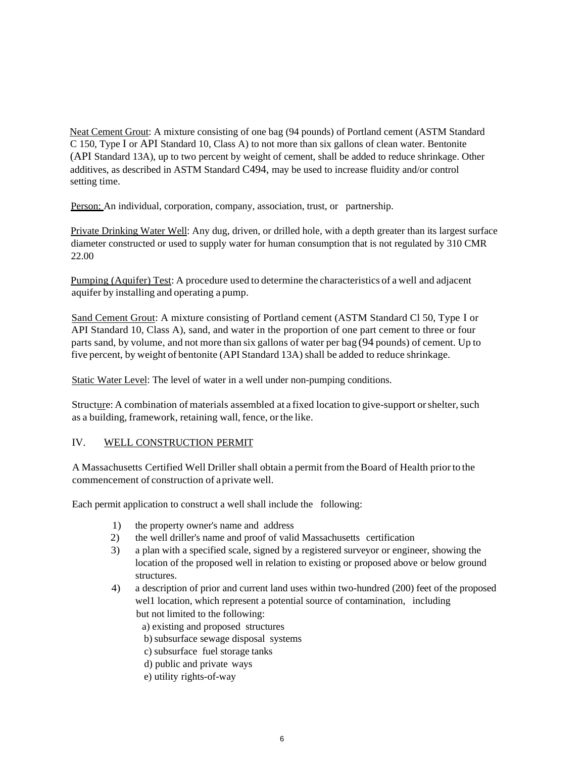Neat Cement Grout: A mixture consisting of one bag (94 pounds) of Portland cement (ASTM Standard C 150, Type I or API Standard 10, Class A) to not more than six gallons of clean water. Bentonite (API Standard 13A), up to two percent by weight of cement, shall be added to reduce shrinkage. Other additives, as described in ASTM Standard C494, may be used to increase fluidity and/or control setting time.

Person: An individual, corporation, company, association, trust, or partnership.

Private Drinking Water Well: Any dug, driven, or drilled hole, with a depth greater than its largest surface diameter constructed or used to supply water for human consumption that is not regulated by 310 CMR 22.00

Pumping (Aquifer) Test: A procedure used to determine the characteristics of a well and adjacent aquifer by installing and operating a pump.

Sand Cement Grout: A mixture consisting of Portland cement (ASTM Standard Cl 50, Type I or API Standard 10, Class A), sand, and water in the proportion of one part cement to three or four parts sand, by volume, and not more than six gallons of water per bag (94 pounds) of cement. Up to five percent, by weight of bentonite (API Standard 13A) shall be added to reduce shrinkage.

Static Water Level: The level of water in a well under non-pumping conditions.

Structure: A combination of materials assembled at a fixed location to give-support or shelter, such as a building, framework, retaining wall, fence, or the like.

## IV. WELL CONSTRUCTION PERMIT

A Massachusetts Certified Well Driller shall obtain a permit from the Board of Health prior to the commencement of construction of a private well.

Each permit application to construct a well shall include the following:

1) the property owner's name and address
2) the well driller's name and proof of valid Massachusetts certification
3) a plan with a specified scale, signed by a registered surveyor or engineer, showing the location of the proposed well in relation to existing or proposed above or below ground structures.
4) a description of prior and current land uses within two-hundred (200) feet of the proposed wel1 location, which represent a potential source of contamination, including but not limited to the following:
   a) existing and proposed structures
   b) subsurface sewage disposal systems
   c) subsurface fuel storage tanks
   d) public and private ways
   e) utility rights-of-way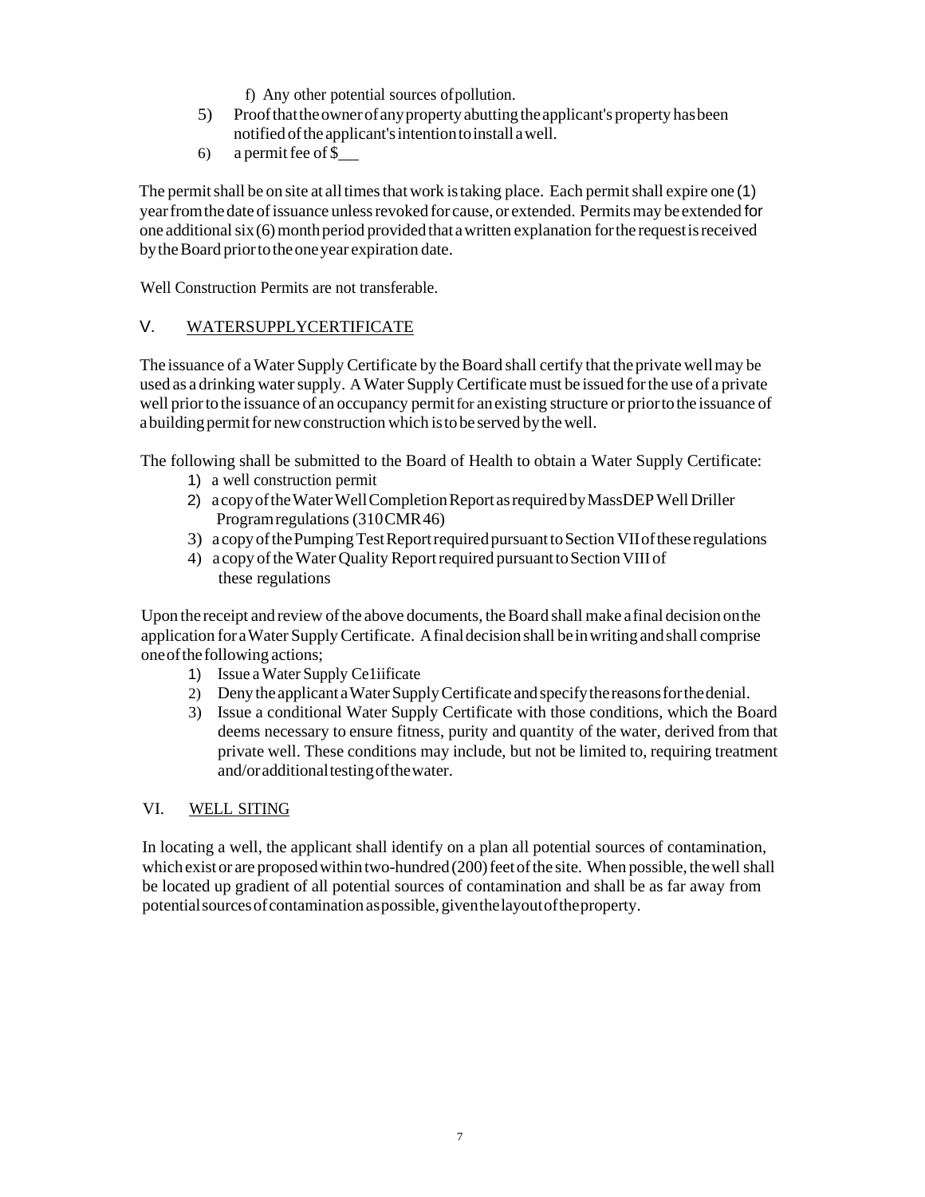f) Any other potential sources of pollution.

5) Proof that the owner of any property abutting the applicant's property has been notified of the applicant's intention to install a well.
6) a permit fee of $___

The permit shall be on site at all times that work is taking place. Each permit shall expire one (1) year from the date of issuance unless revoked for cause, or extended. Permits may be extended for one additional six (6) month period provided that a written explanation for the request is received by the Board prior to the one year expiration date.

Well Construction Permits are not transferable.

## V. WATERSUPPLYCERTIFICATE

The issuance of a Water Supply Certificate by the Board shall certify that the private well may be used as a drinking water supply. A Water Supply Certificate must be issued for the use of a private well prior to the issuance of an occupancy permit for an existing structure or prior to the issuance of a building permit for new construction which is to be served by the well.

The following shall be submitted to the Board of Health to obtain a Water Supply Certificate:

1) a well construction permit
2) a copy of the Water Well Completion Report as required by MassDEP Well Driller Program regulations (310 CMR 46)
3) a copy of the Pumping Test Report required pursuant to Section VII of these regulations
4) a copy of the Water Quality Report required pursuant to Section VIII of these regulations

Upon the receipt and review of the above documents, the Board shall make a final decision on the application for a Water Supply Certificate. A final decision shall be in writing and shall comprise one of the following actions;

1) Issue a Water Supply Ce1iificate
2) Deny the applicant a Water Supply Certificate and specify the reasons for the denial.
3) Issue a conditional Water Supply Certificate with those conditions, which the Board deems necessary to ensure fitness, purity and quantity of the water, derived from that private well. These conditions may include, but not be limited to, requiring treatment and/or additional testing of the water.

## VI. WELL SITING

In locating a well, the applicant shall identify on a plan all potential sources of contamination, which exist or are proposed within two-hundred (200) feet of the site. When possible, the well shall be located up gradient of all potential sources of contamination and shall be as far away from potential sources of contamination as possible, given the layout of the property.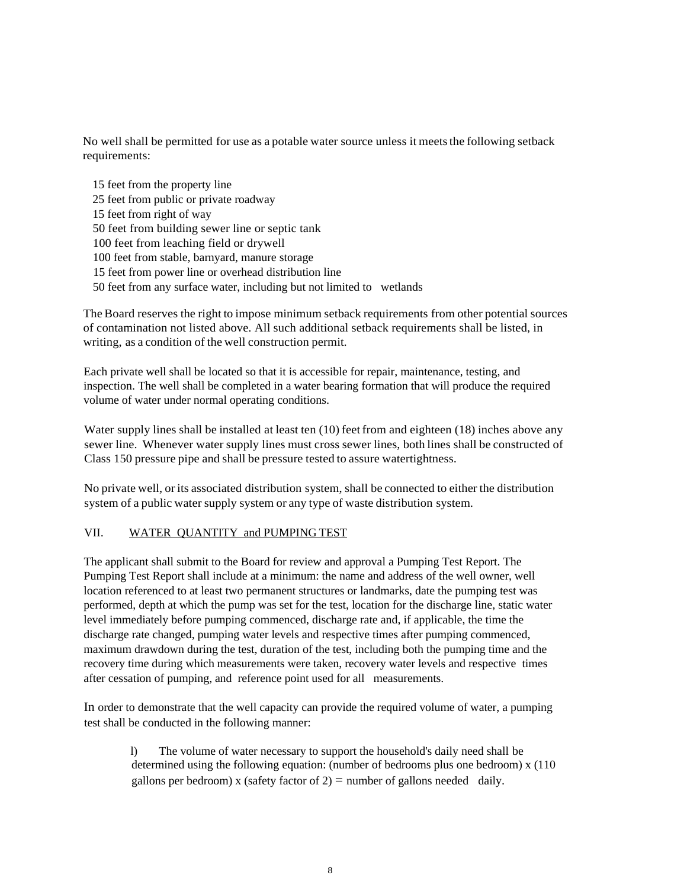No well shall be permitted for use as a potable water source unless it meets the following setback requirements:

- 15 feet from the property line
- 25 feet from public or private roadway
- 15 feet from right of way
- 50 feet from building sewer line or septic tank
- 100 feet from leaching field or drywell
- 100 feet from stable, barnyard, manure storage
- 15 feet from power line or overhead distribution line
- 50 feet from any surface water, including but not limited to wetlands

The Board reserves the right to impose minimum setback requirements from other potential sources of contamination not listed above. All such additional setback requirements shall be listed, in writing, as a condition of the well construction permit.

Each private well shall be located so that it is accessible for repair, maintenance, testing, and inspection. The well shall be completed in a water bearing formation that will produce the required volume of water under normal operating conditions.

Water supply lines shall be installed at least ten (10) feet from and eighteen (18) inches above any sewer line. Whenever water supply lines must cross sewer lines, both lines shall be constructed of Class 150 pressure pipe and shall be pressure tested to assure watertightness.

No private well, or its associated distribution system, shall be connected to either the distribution system of a public water supply system or any type of waste distribution system.

## VII. WATER QUANTITY and PUMPING TEST

The applicant shall submit to the Board for review and approval a Pumping Test Report. The Pumping Test Report shall include at a minimum: the name and address of the well owner, well location referenced to at least two permanent structures or landmarks, date the pumping test was performed, depth at which the pump was set for the test, location for the discharge line, static water level immediately before pumping commenced, discharge rate and, if applicable, the time the discharge rate changed, pumping water levels and respective times after pumping commenced, maximum drawdown during the test, duration of the test, including both the pumping time and the recovery time during which measurements were taken, recovery water levels and respective times after cessation of pumping, and reference point used for all measurements.

In order to demonstrate that the well capacity can provide the required volume of water, a pumping test shall be conducted in the following manner:

1) The volume of water necessary to support the household's daily need shall be determined using the following equation: (number of bedrooms plus one bedroom) x (110 gallons per bedroom) x (safety factor of 2) = number of gallons needed daily.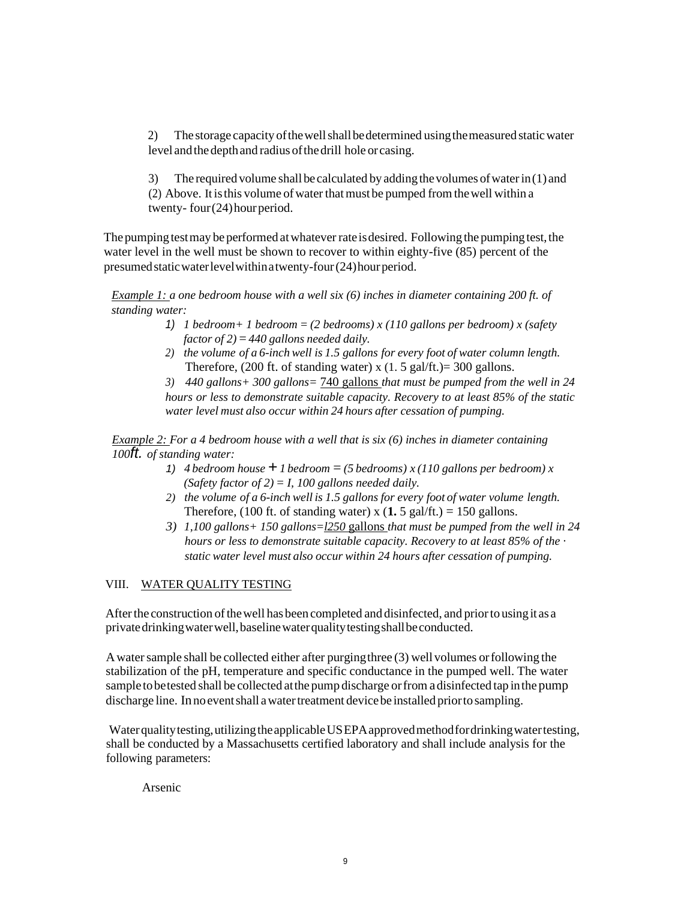2) The storage capacity of the well shall be determined using the measured static water level and the depth and radius of the drill hole or casing.

3) The required volume shall be calculated by adding the volumes of water in (1) and (2) Above. It is this volume of water that must be pumped from the well within a twenty- four (24) hour period.

The pumping test may be performed at whatever rate is desired. Following the pumping test, the water level in the well must be shown to recover to within eighty-five (85) percent of the presumed static water level within a twenty-four (24) hour period.

*<u>Example 1:</u> a one bedroom house with a well six (6) inches in diameter containing 200 ft. of standing water:*

1) *1 bedroom+ 1 bedroom = (2 bedrooms) x (110 gallons per bedroom) x (safety factor of 2) = 440 gallons needed daily.*
2) *the volume of a 6-inch well is 1.5 gallons for every foot of water column length.* Therefore, (200 ft. of standing water) x (1. 5 gal/ft.)= 300 gallons.
3) *440 gallons+ 300 gallons=* <u>740 gallons</u> *that must be pumped from the well in 24 hours or less to demonstrate suitable capacity. Recovery to at least 85% of the static water level must also occur within 24 hours after cessation of pumping.*

*<u>Example 2:</u> For a 4 bedroom house with a well that is six (6) inches in diameter containing 100ft. of standing water:*

1) *4 bedroom house + 1 bedroom = (5 bedrooms) x (110 gallons per bedroom) x (Safety factor of 2) = I, 100 gallons needed daily.*
2) *the volume of a 6-inch well is 1.5 gallons for every foot of water volume length.* Therefore, (100 ft. of standing water) x (**1.** 5 gal/ft.) = 150 gallons.
3) *1,100 gallons+ 150 gallons=<u>l250</u>* <u>gallons</u> *that must be pumped from the well in 24 hours or less to demonstrate suitable capacity. Recovery to at least 85% of the · static water level must also occur within 24 hours after cessation of pumping.*

## VIII. <u>WATER QUALITY TESTING</u>

After the construction of the well has been completed and disinfected, and prior to using it as a private drinking water well, baseline water quality testing shall be conducted.

A water sample shall be collected either after purging three (3) well volumes or following the stabilization of the pH, temperature and specific conductance in the pumped well. The water sample to be tested shall be collected at the pump discharge or from a disinfected tap in the pump discharge line. In no event shall a water treatment device be installed prior to sampling.

Water quality testing, utilizing the applicable US EPA approved method for drinking water testing, shall be conducted by a Massachusetts certified laboratory and shall include analysis for the following parameters:

Arsenic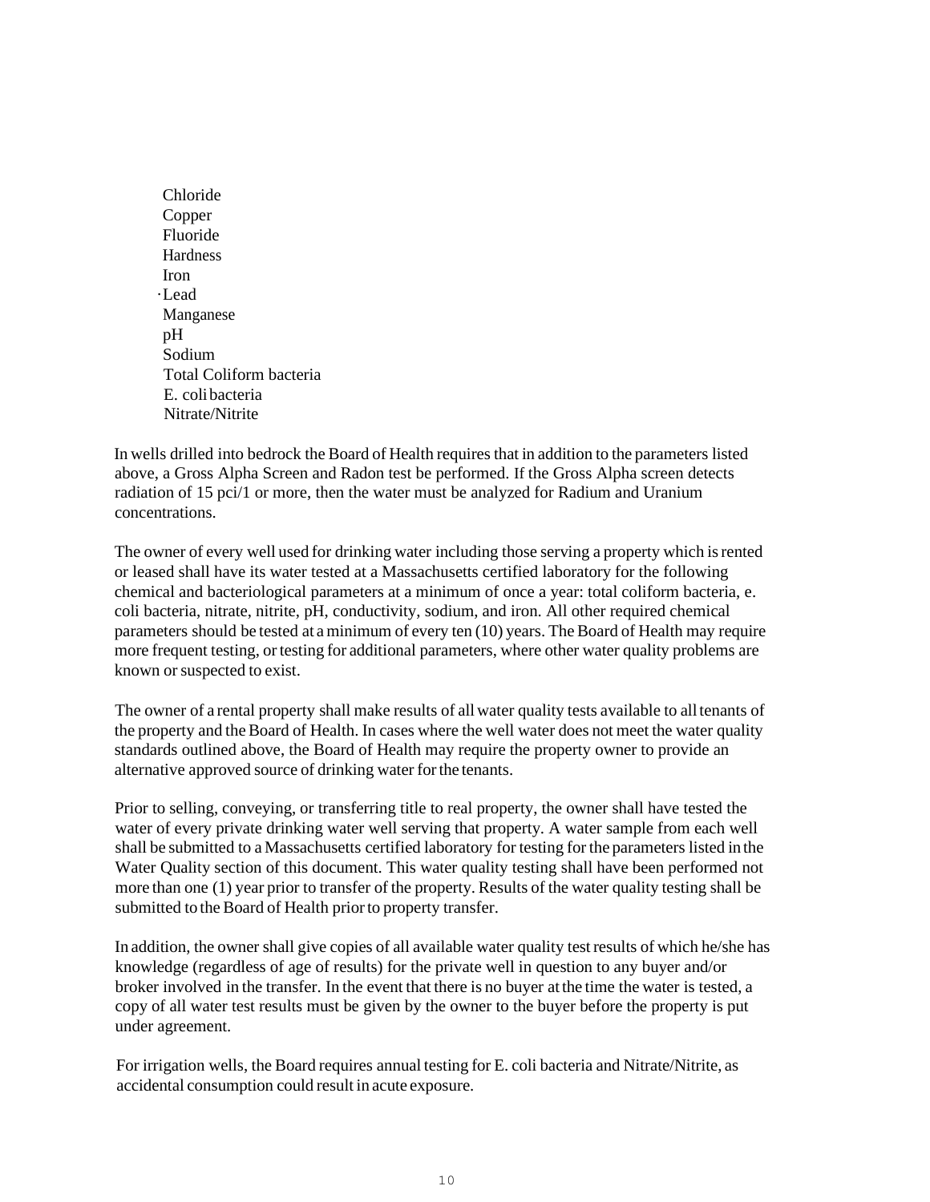- Chloride
- Copper
- Fluoride
- Hardness
- Iron
- Lead
- Manganese
- pH
- Sodium
- Total Coliform bacteria
- E. coli bacteria
- Nitrate/Nitrite

In wells drilled into bedrock the Board of Health requires that in addition to the parameters listed above, a Gross Alpha Screen and Radon test be performed. If the Gross Alpha screen detects radiation of 15 pci/1 or more, then the water must be analyzed for Radium and Uranium concentrations.

The owner of every well used for drinking water including those serving a property which is rented or leased shall have its water tested at a Massachusetts certified laboratory for the following chemical and bacteriological parameters at a minimum of once a year: total coliform bacteria, e. coli bacteria, nitrate, nitrite, pH, conductivity, sodium, and iron. All other required chemical parameters should be tested at a minimum of every ten (10) years. The Board of Health may require more frequent testing, or testing for additional parameters, where other water quality problems are known or suspected to exist.

The owner of a rental property shall make results of all water quality tests available to all tenants of the property and the Board of Health. In cases where the well water does not meet the water quality standards outlined above, the Board of Health may require the property owner to provide an alternative approved source of drinking water for the tenants.

Prior to selling, conveying, or transferring title to real property, the owner shall have tested the water of every private drinking water well serving that property. A water sample from each well shall be submitted to a Massachusetts certified laboratory for testing for the parameters listed in the Water Quality section of this document. This water quality testing shall have been performed not more than one (1) year prior to transfer of the property. Results of the water quality testing shall be submitted to the Board of Health prior to property transfer.

In addition, the owner shall give copies of all available water quality test results of which he/she has knowledge (regardless of age of results) for the private well in question to any buyer and/or broker involved in the transfer. In the event that there is no buyer at the time the water is tested, a copy of all water test results must be given by the owner to the buyer before the property is put under agreement.

For irrigation wells, the Board requires annual testing for E. coli bacteria and Nitrate/Nitrite, as accidental consumption could result in acute exposure.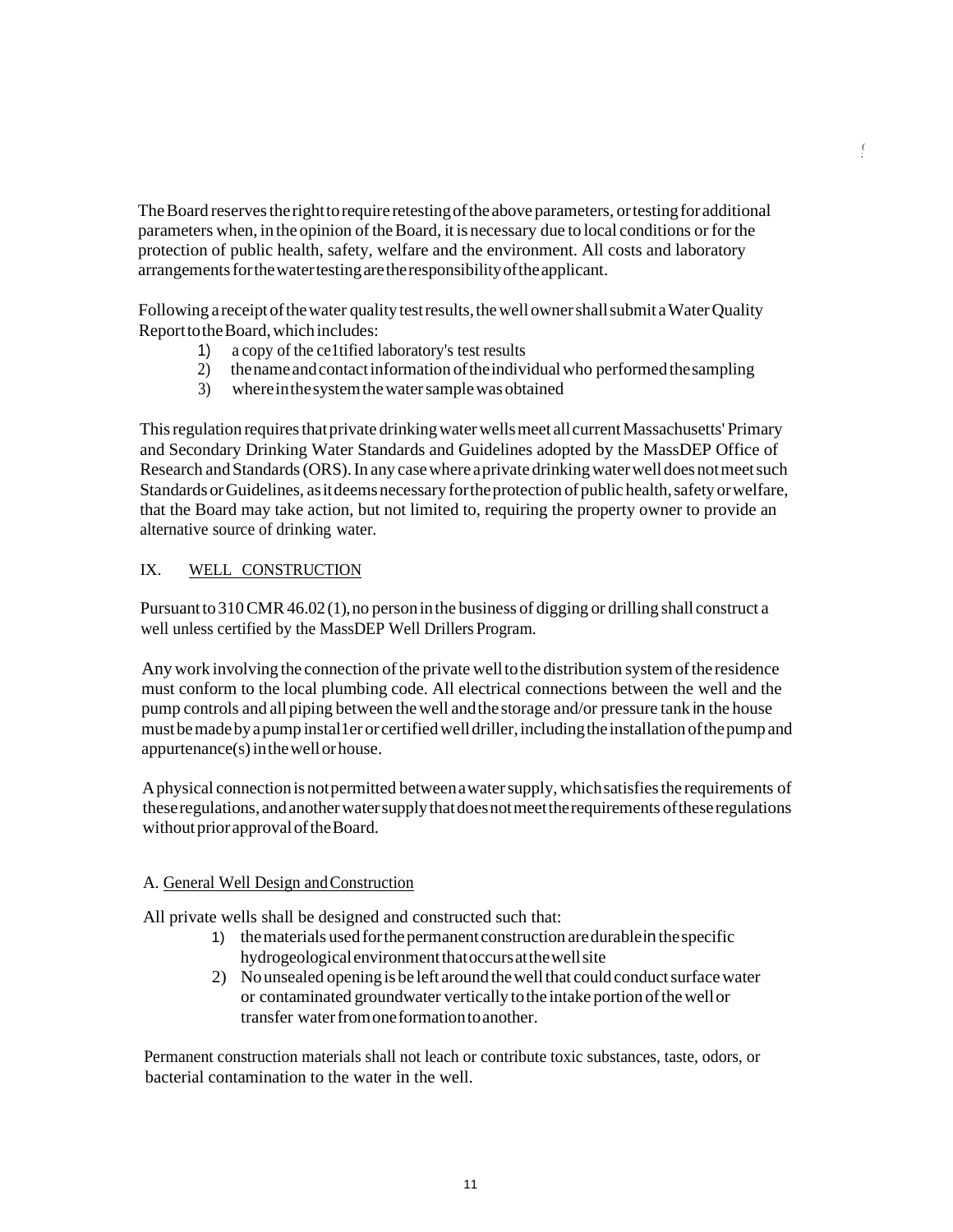The Board reserves the right to require retesting of the above parameters, or testing for additional parameters when, in the opinion of the Board, it is necessary due to local conditions or for the protection of public health, safety, welfare and the environment. All costs and laboratory arrangements for the water testing are the responsibility of the applicant.

Following a receipt of the water quality test results, the well owner shall submit a Water Quality Report to the Board, which includes:

1) a copy of the ce1tified laboratory's test results
2) the name and contact information of the individual who performed the sampling
3) where in the system the water sample was obtained

This regulation requires that private drinking water wells meet all current Massachusetts' Primary and Secondary Drinking Water Standards and Guidelines adopted by the MassDEP Office of Research and Standards (ORS). In any case where a private drinking water well does not meet such Standards or Guidelines, as it deems necessary for the protection of public health, safety or welfare, that the Board may take action, but not limited to, requiring the property owner to provide an alternative source of drinking water.

## IX. WELL CONSTRUCTION

Pursuant to 310 CMR 46.02 (1), no person in the business of digging or drilling shall construct a well unless certified by the MassDEP Well Drillers Program.

Any work involving the connection of the private well to the distribution system of the residence must conform to the local plumbing code. All electrical connections between the well and the pump controls and all piping between the well and the storage and/or pressure tank in the house must be made by a pump instal1er or certified well driller, including the installation of the pump and appurtenance(s) in the well or house.

A physical connection is not permitted between a water supply, which satisfies the requirements of these regulations, and another water supply that does not meet the requirements of these regulations without prior approval of the Board.

### A. General Well Design and Construction

All private wells shall be designed and constructed such that:

1) the materials used for the permanent construction are durable in the specific hydrogeological environment that occurs at the well site
2) No unsealed opening is be left around the well that could conduct surface water or contaminated groundwater vertically to the intake portion of the well or transfer water from one formation to another.

Permanent construction materials shall not leach or contribute toxic substances, taste, odors, or bacterial contamination to the water in the well.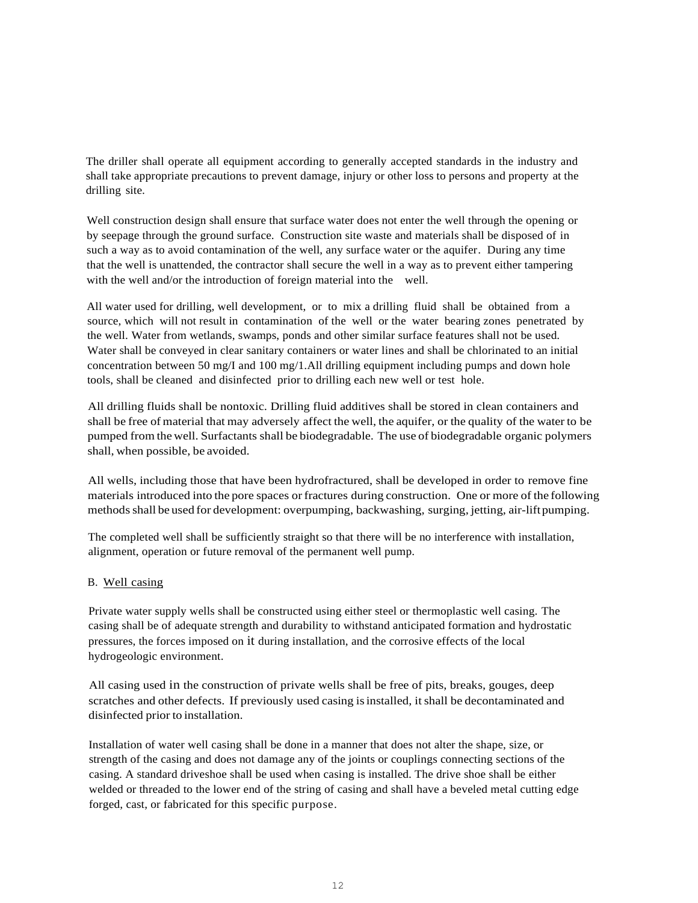The driller shall operate all equipment according to generally accepted standards in the industry and shall take appropriate precautions to prevent damage, injury or other loss to persons and property at the drilling site.

Well construction design shall ensure that surface water does not enter the well through the opening or by seepage through the ground surface. Construction site waste and materials shall be disposed of in such a way as to avoid contamination of the well, any surface water or the aquifer. During any time that the well is unattended, the contractor shall secure the well in a way as to prevent either tampering with the well and/or the introduction of foreign material into the well.

All water used for drilling, well development, or to mix a drilling fluid shall be obtained from a source, which will not result in contamination of the well or the water bearing zones penetrated by the well. Water from wetlands, swamps, ponds and other similar surface features shall not be used. Water shall be conveyed in clear sanitary containers or water lines and shall be chlorinated to an initial concentration between 50 mg/I and 100 mg/1.All drilling equipment including pumps and down hole tools, shall be cleaned and disinfected prior to drilling each new well or test hole.

All drilling fluids shall be nontoxic. Drilling fluid additives shall be stored in clean containers and shall be free of material that may adversely affect the well, the aquifer, or the quality of the water to be pumped from the well. Surfactants shall be biodegradable. The use of biodegradable organic polymers shall, when possible, be avoided.

All wells, including those that have been hydrofractured, shall be developed in order to remove fine materials introduced into the pore spaces or fractures during construction. One or more of the following methods shall be used for development: overpumping, backwashing, surging, jetting, air-lift pumping.

The completed well shall be sufficiently straight so that there will be no interference with installation, alignment, operation or future removal of the permanent well pump.

B. <u>Well casing</u>

Private water supply wells shall be constructed using either steel or thermoplastic well casing. The casing shall be of adequate strength and durability to withstand anticipated formation and hydrostatic pressures, the forces imposed on it during installation, and the corrosive effects of the local hydrogeologic environment.

All casing used in the construction of private wells shall be free of pits, breaks, gouges, deep scratches and other defects. If previously used casing is installed, it shall be decontaminated and disinfected prior to installation.

Installation of water well casing shall be done in a manner that does not alter the shape, size, or strength of the casing and does not damage any of the joints or couplings connecting sections of the casing. A standard driveshoe shall be used when casing is installed. The drive shoe shall be either welded or threaded to the lower end of the string of casing and shall have a beveled metal cutting edge forged, cast, or fabricated for this specific purpose.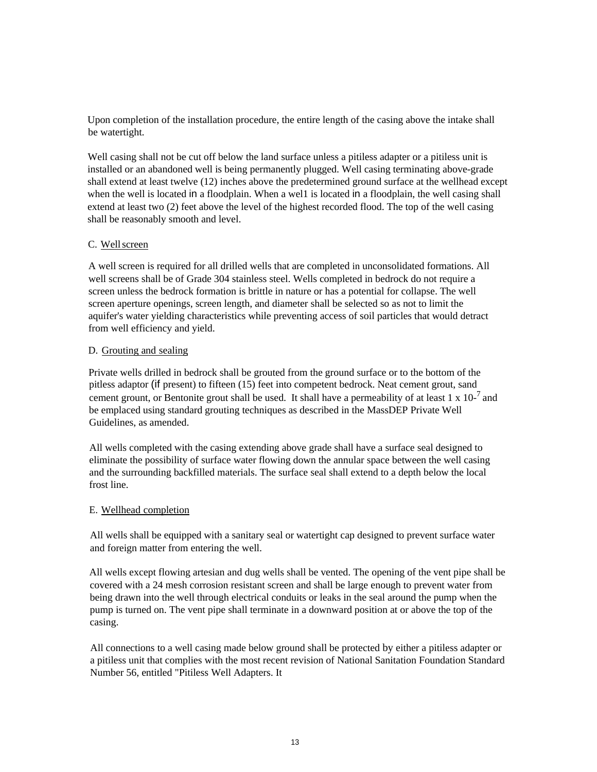Upon completion of the installation procedure, the entire length of the casing above the intake shall be watertight.

Well casing shall not be cut off below the land surface unless a pitiless adapter or a pitiless unit is installed or an abandoned well is being permanently plugged. Well casing terminating above-grade shall extend at least twelve (12) inches above the predetermined ground surface at the wellhead except when the well is located in a floodplain. When a wel1 is located in a floodplain, the well casing shall extend at least two (2) feet above the level of the highest recorded flood. The top of the well casing shall be reasonably smooth and level.

C. Well screen

A well screen is required for all drilled wells that are completed in unconsolidated formations. All well screens shall be of Grade 304 stainless steel. Wells completed in bedrock do not require a screen unless the bedrock formation is brittle in nature or has a potential for collapse. The well screen aperture openings, screen length, and diameter shall be selected so as not to limit the aquifer's water yielding characteristics while preventing access of soil particles that would detract from well efficiency and yield.

D. Grouting and sealing

Private wells drilled in bedrock shall be grouted from the ground surface or to the bottom of the pitless adaptor (if present) to fifteen (15) feet into competent bedrock. Neat cement grout, sand cement grount, or Bentonite grout shall be used. It shall have a permeability of at least $1 \times 10^{-7}$ and be emplaced using standard grouting techniques as described in the MassDEP Private Well Guidelines, as amended.

All wells completed with the casing extending above grade shall have a surface seal designed to eliminate the possibility of surface water flowing down the annular space between the well casing and the surrounding backfilled materials. The surface seal shall extend to a depth below the local frost line.

E. Wellhead completion

All wells shall be equipped with a sanitary seal or watertight cap designed to prevent surface water and foreign matter from entering the well.

All wells except flowing artesian and dug wells shall be vented. The opening of the vent pipe shall be covered with a 24 mesh corrosion resistant screen and shall be large enough to prevent water from being drawn into the well through electrical conduits or leaks in the seal around the pump when the pump is turned on. The vent pipe shall terminate in a downward position at or above the top of the casing.

All connections to a well casing made below ground shall be protected by either a pitiless adapter or a pitiless unit that complies with the most recent revision of National Sanitation Foundation Standard Number 56, entitled "Pitiless Well Adapters. It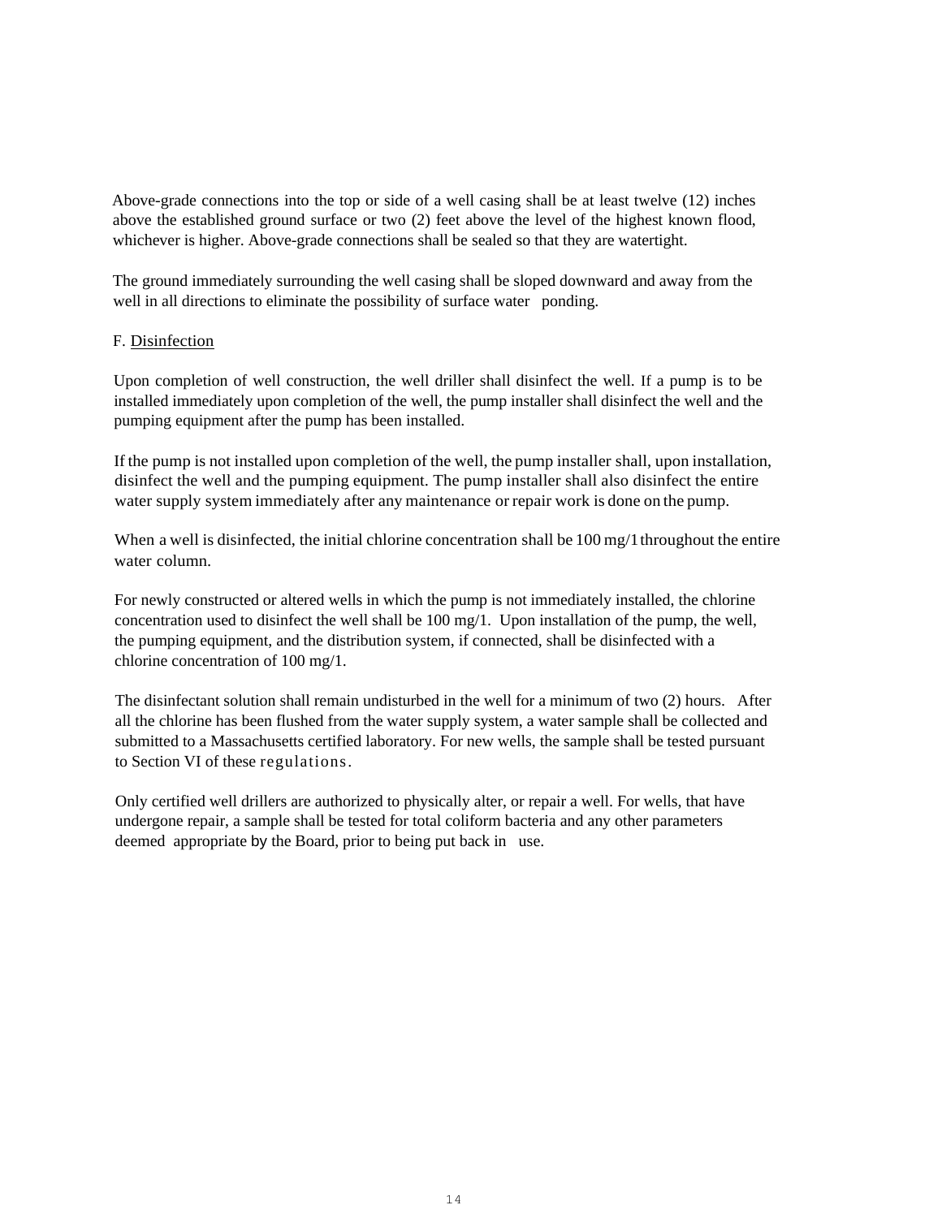Above-grade connections into the top or side of a well casing shall be at least twelve (12) inches above the established ground surface or two (2) feet above the level of the highest known flood, whichever is higher. Above-grade connections shall be sealed so that they are watertight.

The ground immediately surrounding the well casing shall be sloped downward and away from the well in all directions to eliminate the possibility of surface water ponding.

F. Disinfection

Upon completion of well construction, the well driller shall disinfect the well. If a pump is to be installed immediately upon completion of the well, the pump installer shall disinfect the well and the pumping equipment after the pump has been installed.

If the pump is not installed upon completion of the well, the pump installer shall, upon installation, disinfect the well and the pumping equipment. The pump installer shall also disinfect the entire water supply system immediately after any maintenance or repair work is done on the pump.

When a well is disinfected, the initial chlorine concentration shall be 100 mg/1 throughout the entire water column.

For newly constructed or altered wells in which the pump is not immediately installed, the chlorine concentration used to disinfect the well shall be 100 mg/1. Upon installation of the pump, the well, the pumping equipment, and the distribution system, if connected, shall be disinfected with a chlorine concentration of 100 mg/1.

The disinfectant solution shall remain undisturbed in the well for a minimum of two (2) hours. After all the chlorine has been flushed from the water supply system, a water sample shall be collected and submitted to a Massachusetts certified laboratory. For new wells, the sample shall be tested pursuant to Section VI of these regulations.

Only certified well drillers are authorized to physically alter, or repair a well. For wells, that have undergone repair, a sample shall be tested for total coliform bacteria and any other parameters deemed appropriate by the Board, prior to being put back in use.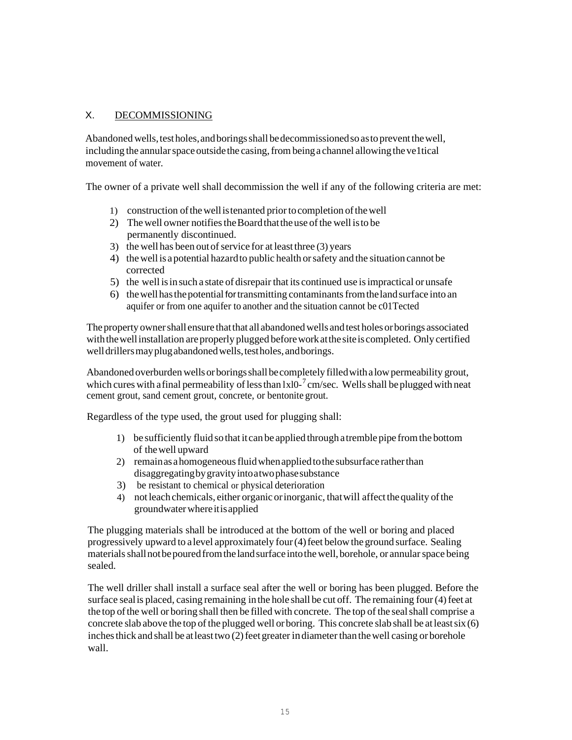## X. DECOMMISSIONING

Abandoned wells, test holes, and borings shall be decommissioned so as to prevent the well, including the annular space outside the casing, from being a channel allowing the ve1tical movement of water.

The owner of a private well shall decommission the well if any of the following criteria are met:

1) construction of the well is tenanted prior to completion of the well
2) The well owner notifies the Board that the use of the well is to be permanently discontinued.
3) the well has been out of service for at least three (3) years
4) the well is a potential hazard to public health or safety and the situation cannot be corrected
5) the well is in such a state of disrepair that its continued use is impractical or unsafe
6) the well has the potential for transmitting contaminants from the land surface into an aquifer or from one aquifer to another and the situation cannot be c01Tected

The property owner shall ensure that that all abandoned wells and test holes or borings associated with the well installation are properly plugged before work at the site is completed. Only certified well drillers may plug abandoned wells, test holes, and borings.

Abandoned overburden wells or borings shall be completely filled with a low permeability grout, which cures with a final permeability of less than $1x10^{-7}$ cm/sec. Wells shall be plugged with neat cement grout, sand cement grout, concrete, or bentonite grout.

Regardless of the type used, the grout used for plugging shall:

1) be sufficiently fluid so that it can be applied through a tremble pipe from the bottom of the well upward
2) remain as a homogeneous fluid when applied to the subsurface rather than disaggregating by gravity into a two phase substance
3) be resistant to chemical or physical deterioration
4) not leach chemicals, either organic or inorganic, that will affect the quality of the groundwater where it is applied

The plugging materials shall be introduced at the bottom of the well or boring and placed progressively upward to a level approximately four (4) feet below the ground surface. Sealing materials shall not be poured from the land surface into the well, borehole, or annular space being sealed.

The well driller shall install a surface seal after the well or boring has been plugged. Before the surface seal is placed, casing remaining in the hole shall be cut off. The remaining four (4) feet at the top of the well or boring shall then be filled with concrete. The top of the seal shall comprise a concrete slab above the top of the plugged well or boring. This concrete slab shall be at least six (6) inches thick and shall be at least two (2) feet greater in diameter than the well casing or borehole wall.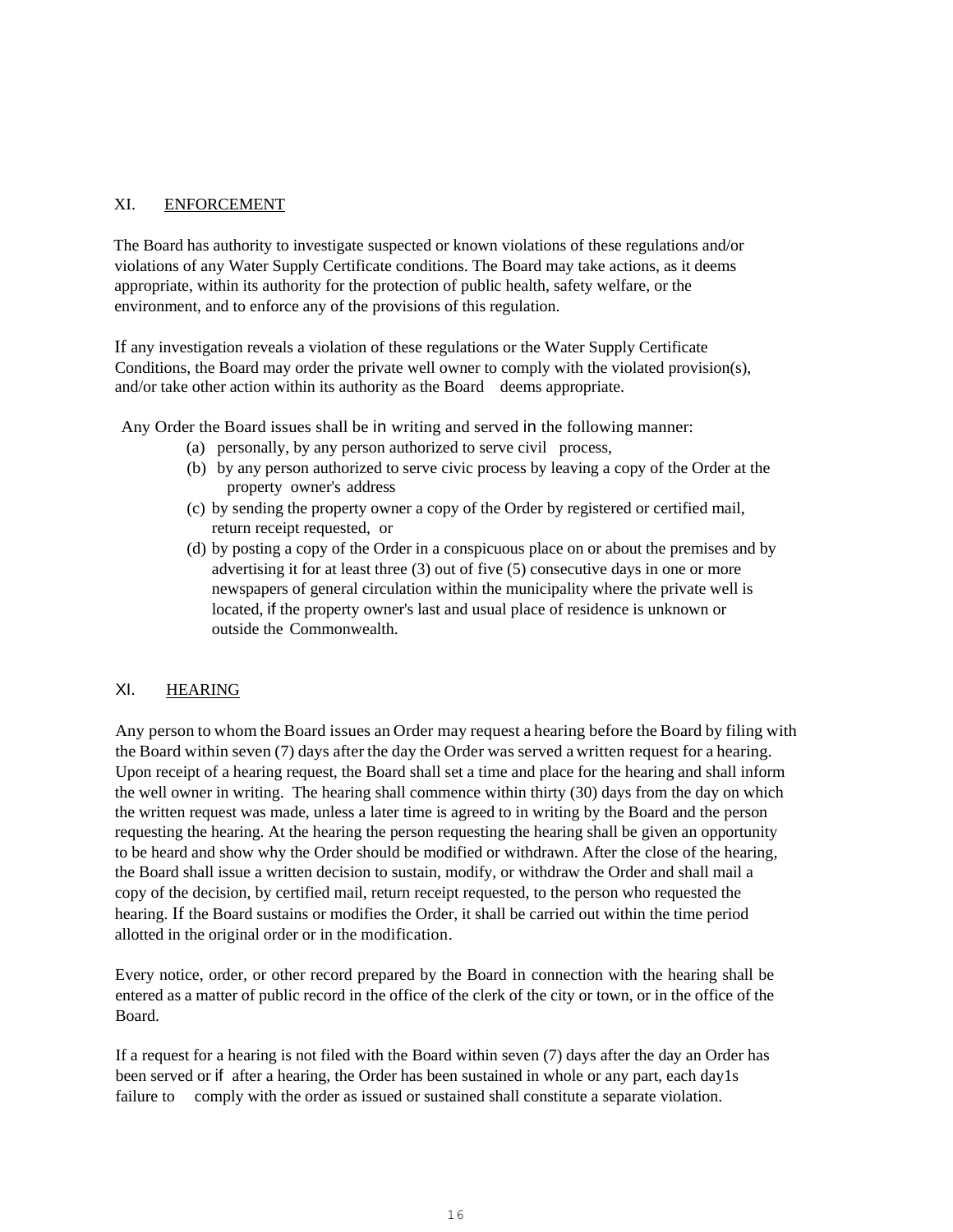## XI. ENFORCEMENT

The Board has authority to investigate suspected or known violations of these regulations and/or violations of any Water Supply Certificate conditions. The Board may take actions, as it deems appropriate, within its authority for the protection of public health, safety welfare, or the environment, and to enforce any of the provisions of this regulation.

If any investigation reveals a violation of these regulations or the Water Supply Certificate Conditions, the Board may order the private well owner to comply with the violated provision(s), and/or take other action within its authority as the Board deems appropriate.

Any Order the Board issues shall be in writing and served in the following manner:

(a) personally, by any person authorized to serve civil process,
(b) by any person authorized to serve civic process by leaving a copy of the Order at the property owner's address
(c) by sending the property owner a copy of the Order by registered or certified mail, return receipt requested, or
(d) by posting a copy of the Order in a conspicuous place on or about the premises and by advertising it for at least three (3) out of five (5) consecutive days in one or more newspapers of general circulation within the municipality where the private well is located, if the property owner's last and usual place of residence is unknown or outside the Commonwealth.

## XI. HEARING

Any person to whom the Board issues an Order may request a hearing before the Board by filing with the Board within seven (7) days after the day the Order was served a written request for a hearing. Upon receipt of a hearing request, the Board shall set a time and place for the hearing and shall inform the well owner in writing. The hearing shall commence within thirty (30) days from the day on which the written request was made, unless a later time is agreed to in writing by the Board and the person requesting the hearing. At the hearing the person requesting the hearing shall be given an opportunity to be heard and show why the Order should be modified or withdrawn. After the close of the hearing, the Board shall issue a written decision to sustain, modify, or withdraw the Order and shall mail a copy of the decision, by certified mail, return receipt requested, to the person who requested the hearing. If the Board sustains or modifies the Order, it shall be carried out within the time period allotted in the original order or in the modification.

Every notice, order, or other record prepared by the Board in connection with the hearing shall be entered as a matter of public record in the office of the clerk of the city or town, or in the office of the Board.

If a request for a hearing is not filed with the Board within seven (7) days after the day an Order has been served or if after a hearing, the Order has been sustained in whole or any part, each day1s failure to comply with the order as issued or sustained shall constitute a separate violation.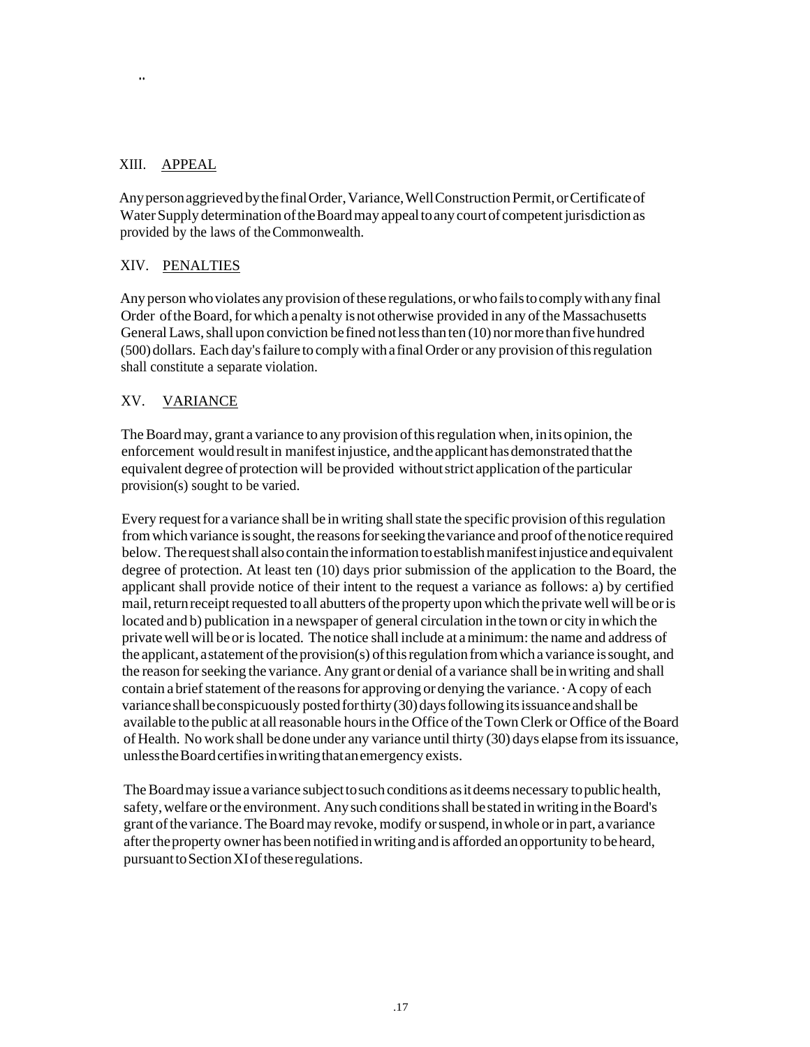## XIII. APPEAL

Any person aggrieved by the final Order, Variance, Well Construction Permit, or Certificate of Water Supply determination of the Board may appeal to any court of competent jurisdiction as provided by the laws of the Commonwealth.

## XIV. PENALTIES

Any person who violates any provision of these regulations, or who fails to comply with any final Order of the Board, for which a penalty is not otherwise provided in any of the Massachusetts General Laws, shall upon conviction be fined not less than ten (10) nor more than five hundred (500) dollars. Each day's failure to comply with a final Order or any provision of this regulation shall constitute a separate violation.

## XV. VARIANCE

The Board may, grant a variance to any provision of this regulation when, in its opinion, the enforcement would result in manifest injustice, and the applicant has demonstrated that the equivalent degree of protection will be provided without strict application of the particular provision(s) sought to be varied.

Every request for a variance shall be in writing shall state the specific provision of this regulation from which variance is sought, the reasons for seeking the variance and proof of the notice required below. The request shall also contain the information to establish manifest injustice and equivalent degree of protection. At least ten (10) days prior submission of the application to the Board, the applicant shall provide notice of their intent to the request a variance as follows: a) by certified mail, return receipt requested to all abutters of the property upon which the private well will be or is located and b) publication in a newspaper of general circulation in the town or city in which the private well will be or is located. The notice shall include at a minimum: the name and address of the applicant, a statement of the provision(s) of this regulation from which a variance is sought, and the reason for seeking the variance. Any grant or denial of a variance shall be in writing and shall contain a brief statement of the reasons for approving or denying the variance. · A copy of each variance shall be conspicuously posted for thirty (30) days following its issuance and shall be available to the public at all reasonable hours in the Office of the Town Clerk or Office of the Board of Health. No work shall be done under any variance until thirty (30) days elapse from its issuance, unless the Board certifies in writing that an emergency exists.

The Board may issue a variance subject to such conditions as it deems necessary to public health, safety, welfare or the environment. Any such conditions shall be stated in writing in the Board's grant of the variance. The Board may revoke, modify or suspend, in whole or in part, a variance after the property owner has been notified in writing and is afforded an opportunity to be heard, pursuant to Section XI of these regulations.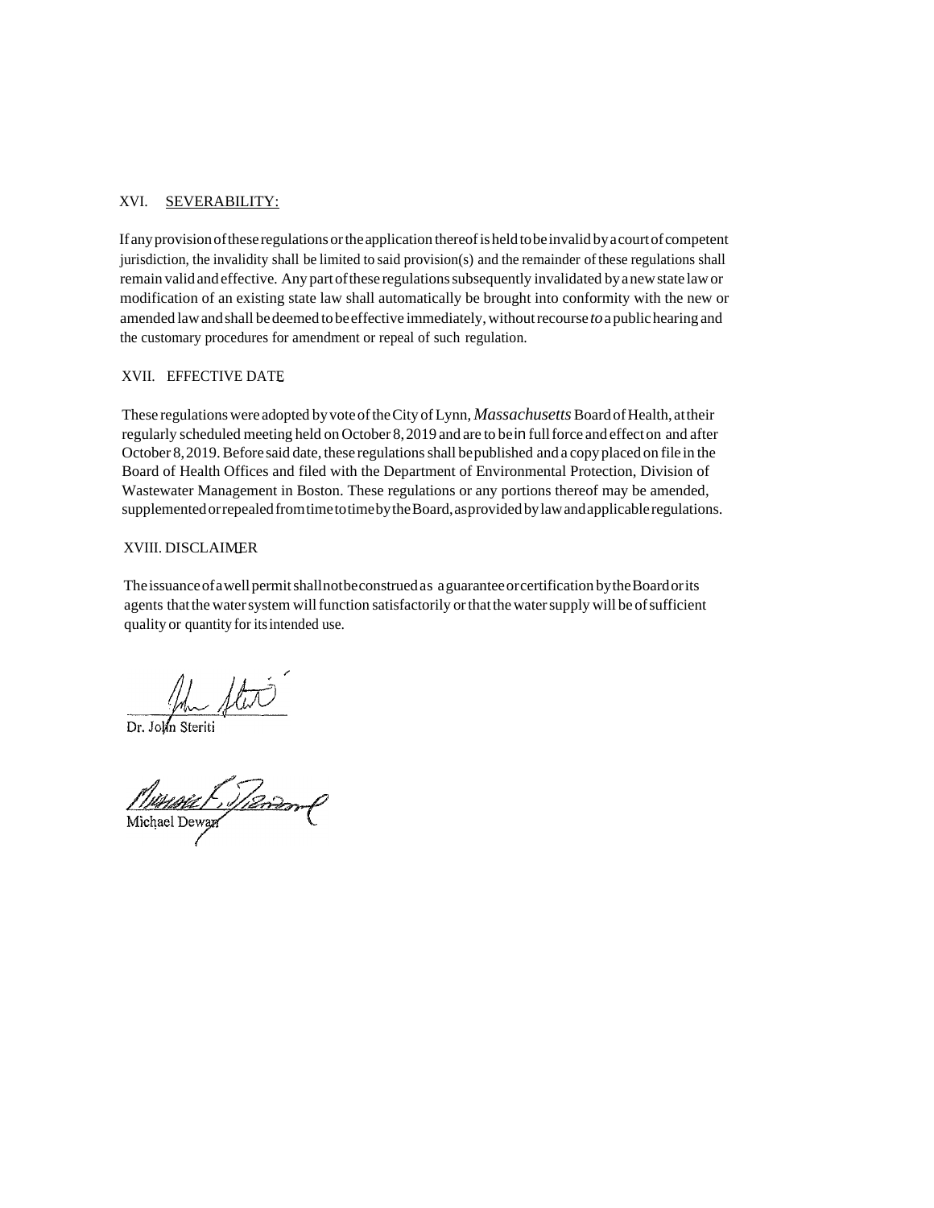## XVI. SEVERABILITY:

If any provision of these regulations or the application thereof is held to be invalid by a court of competent jurisdiction, the invalidity shall be limited to said provision(s) and the remainder of these regulations shall remain valid and effective. Any part of these regulations subsequently invalidated by a new state law or modification of an existing state law shall automatically be brought into conformity with the new or amended law and shall be deemed to be effective immediately, without recourse *to* a public hearing and the customary procedures for amendment or repeal of such regulation.

## XVII. EFFECTIVE DATE

These regulations were adopted by vote of the City of Lynn, *Massachusetts* Board of Health, at their regularly scheduled meeting held on October 8, 2019 and are to be in full force and effect on and after October 8, 2019. Before said date, these regulations shall be published and a copy placed on file in the Board of Health Offices and filed with the Department of Environmental Protection, Division of Wastewater Management in Boston. These regulations or any portions thereof may be amended, supplemented or repealed from time to time by the Board, as provided by law and applicable regulations.

## XVIII. DISCLAIMER

The issuance of a well permit shall not be construed as a guarantee or certification by the Board or its agents that the water system will function satisfactorily or that the water supply will be of sufficient quality or quantity for its intended use.

Dr. John Steriti

Michael Dewan